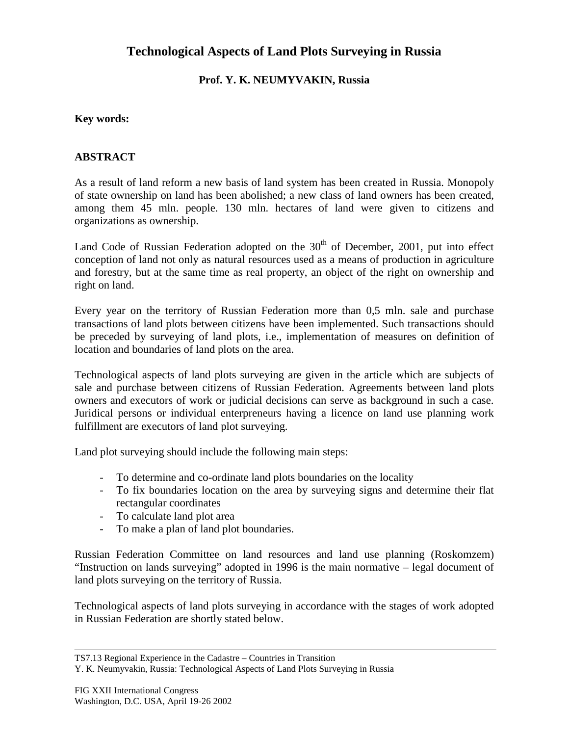# Technological Aspects of Land Plots Surveying in Russia

**Prof. Y. K. NEUMYVAKIN, Russia**

**Key words:**

## ABSTRACT

As a result of land reform a new basis of land system has been created in Russia. Monopoly of state ownership on land has been abolished; a new class of land owners has been created, among them 45 mln. people. 130 mln. hectares of land were given to citizens and organizations as ownership.

Land Code of Russian Federation adopted on the 30th of December, 2001, put into effect conception of land not only as natural resources used as a means of production in agriculture and forestry, but at the same time as real property, an object of the right on ownership and right on land.

Every year on the territory of Russian Federation more than 0,5 mln. sale and purchase transactions of land plots between citizens have been implemented. Such transactions should be preceded by surveying of land plots, i.e., implementation of measures on definition of location and boundaries of land plots on the area.

Technological aspects of land plots surveying are given in the article which are subjects of sale and purchase between citizens of Russian Federation. Agreements between land plots owners and executors of work or judicial decisions can serve as background in such a case. Juridical persons or individual enterpreneurs having a licence on land use planning work fulfillment are executors of land plot surveying.

Land plot surveying should include the following main steps:

- To determine and co-ordinate land plots boundaries on the locality
- To fix boundaries location on the area by surveying signs and determine their flat rectangular coordinates
- To calculate land plot area
- To make a plan of land plot boundaries.

Russian Federation Committee on land resources and land use planning (Roskomzem) “Instruction on lands surveying” adopted in 1996 is the main normative – legal document of land plots surveying on the territory of Russia.

Technological aspects of land plots surveying in accordance with the stages of work adopted in Russian Federation are shortly stated below.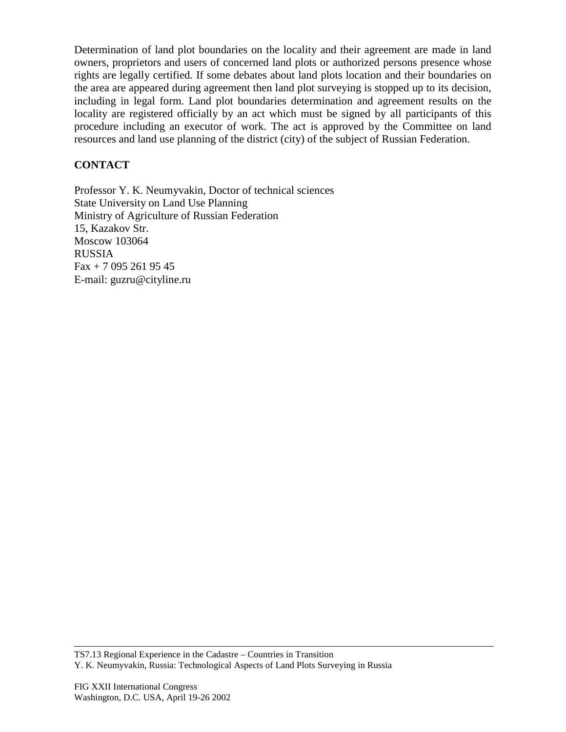Determination of land plot boundaries on the locality and their agreement are made in land owners, proprietors and users of concerned land plots or authorized persons presence whose rights are legally certified. If some debates about land plots location and their boundaries on the area are appeared during agreement then land plot surveying is stopped up to its decision, including in legal form. Land plot boundaries determination and agreement results on the locality are registered officially by an act which must be signed by all participants of this procedure including an executor of work. The act is approved by the Committee on land resources and land use planning of the district (city) of the subject of Russian Federation.

## CONTACT

Professor Y. K. Neumyvakin, Doctor of technical sciences
State University on Land Use Planning
Ministry of Agriculture of Russian Federation
15, Kazakov Str.
Moscow 103064
RUSSIA
Fax + 7 095 261 95 45
E-mail: guzru@cityline.ru